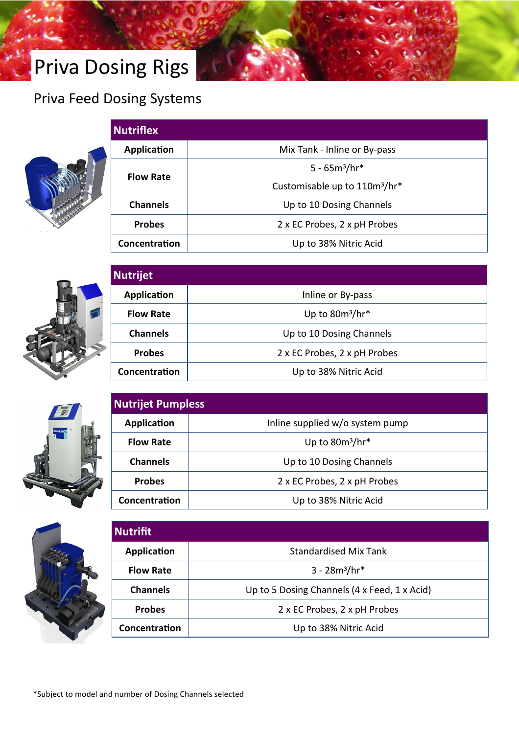# Priva Dosing Rigs

## Priva Feed Dosing Systems

| Nutriflex | |
|---|---|
| **Application** | Mix Tank - Inline or By-pass |
| **Flow Rate** | 5 - 65m³/hr*<br>Customisable up to 110m³/hr* |
| **Channels** | Up to 10 Dosing Channels |
| **Probes** | 2 x EC Probes, 2 x pH Probes |
| **Concentration** | Up to 38% Nitric Acid |

| Nutrijet | |
|---|---|
| **Application** | Inline or By-pass |
| **Flow Rate** | Up to 80m³/hr* |
| **Channels** | Up to 10 Dosing Channels |
| **Probes** | 2 x EC Probes, 2 x pH Probes |
| **Concentration** | Up to 38% Nitric Acid |

| Nutrijet Pumpless | |
|---|---|
| **Application** | Inline supplied w/o system pump |
| **Flow Rate** | Up to 80m³/hr* |
| **Channels** | Up to 10 Dosing Channels |
| **Probes** | 2 x EC Probes, 2 x pH Probes |
| **Concentration** | Up to 38% Nitric Acid |

| Nutrifit | |
|---|---|
| **Application** | Standardised Mix Tank |
| **Flow Rate** | 3 - 28m³/hr* |
| **Channels** | Up to 5 Dosing Channels (4 x Feed, 1 x Acid) |
| **Probes** | 2 x EC Probes, 2 x pH Probes |
| **Concentration** | Up to 38% Nitric Acid |

*Subject to model and number of Dosing Channels selected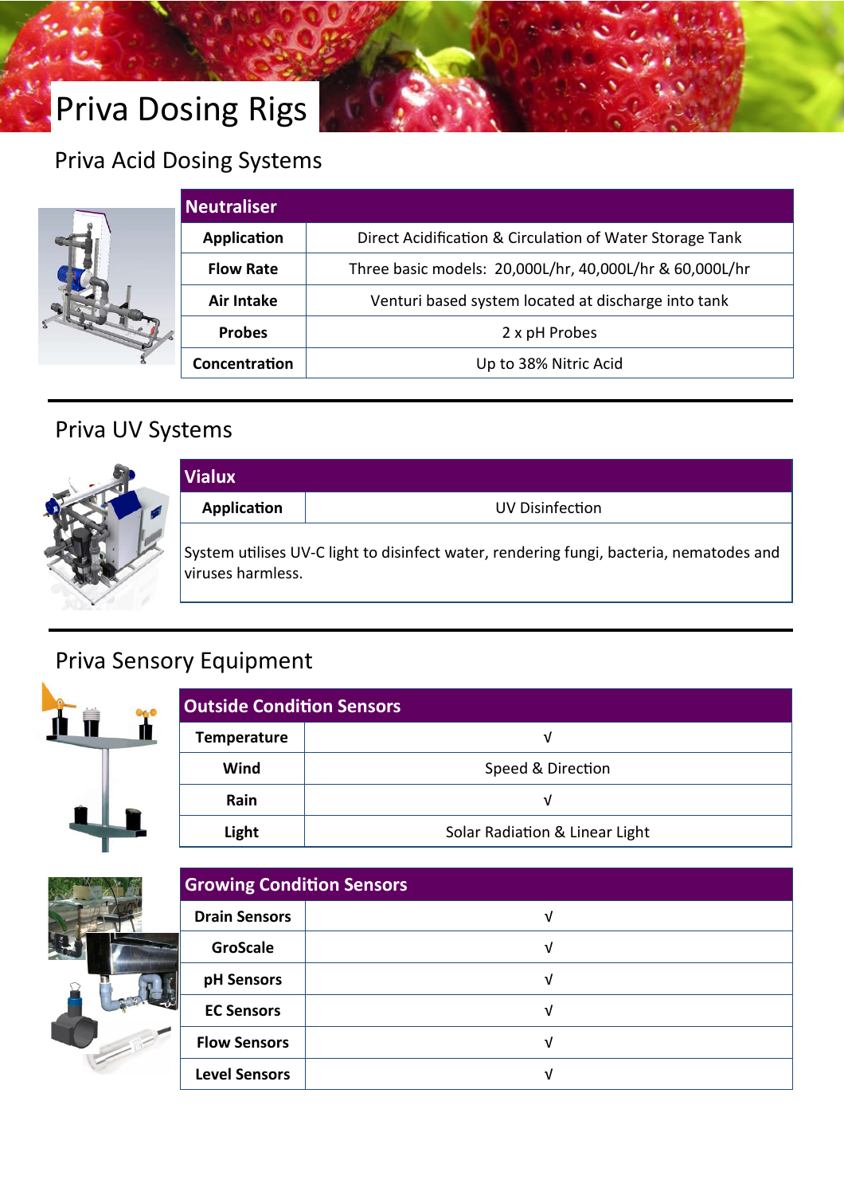# Priva Dosing Rigs

## Priva Acid Dosing Systems

| Neutraliser | |
|---|---|
| **Application** | Direct Acidification & Circulation of Water Storage Tank |
| **Flow Rate** | Three basic models: 20,000L/hr, 40,000L/hr & 60,000L/hr |
| **Air Intake** | Venturi based system located at discharge into tank |
| **Probes** | 2 x pH Probes |
| **Concentration** | Up to 38% Nitric Acid |

## Priva UV Systems

| Vialux | |
|---|---|
| **Application** | UV Disinfection |
| System utilises UV-C light to disinfect water, rendering fungi, bacteria, nematodes and viruses harmless. | |

## Priva Sensory Equipment

| Outside Condition Sensors | |
|---|---|
| **Temperature** | √ |
| **Wind** | Speed & Direction |
| **Rain** | √ |
| **Light** | Solar Radiation & Linear Light |

| Growing Condition Sensors | |
|---|---|
| **Drain Sensors** | √ |
| **GroScale** | √ |
| **pH Sensors** | √ |
| **EC Sensors** | √ |
| **Flow Sensors** | √ |
| **Level Sensors** | √ |